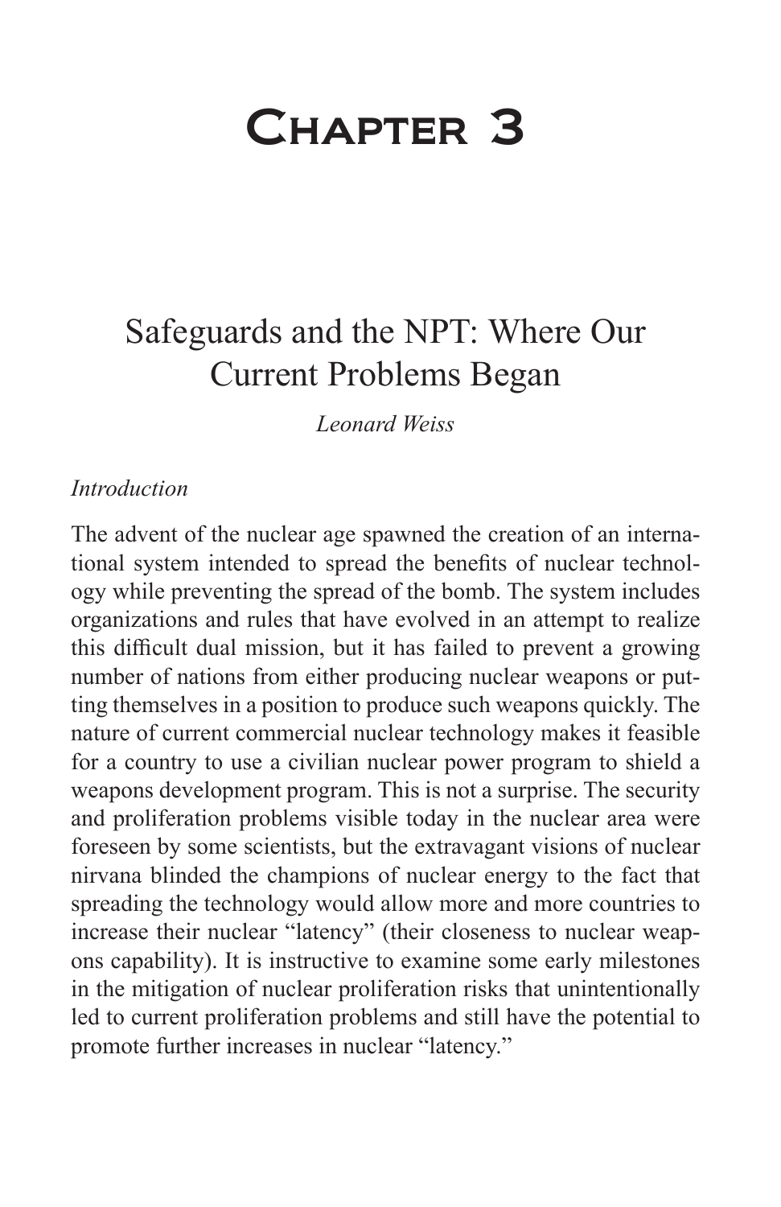# Chapter 3

## Safeguards and the NPT: Where Our Current Problems Began

*Leonard Weiss*

### *Introduction*

The advent of the nuclear age spawned the creation of an international system intended to spread the benefits of nuclear technology while preventing the spread of the bomb. The system includes organizations and rules that have evolved in an attempt to realize this difficult dual mission, but it has failed to prevent a growing number of nations from either producing nuclear weapons or putting themselves in a position to produce such weapons quickly. The nature of current commercial nuclear technology makes it feasible for a country to use a civilian nuclear power program to shield a weapons development program. This is not a surprise. The security and proliferation problems visible today in the nuclear area were foreseen by some scientists, but the extravagant visions of nuclear nirvana blinded the champions of nuclear energy to the fact that spreading the technology would allow more and more countries to increase their nuclear "latency" (their closeness to nuclear weapons capability). It is instructive to examine some early milestones in the mitigation of nuclear proliferation risks that unintentionally led to current proliferation problems and still have the potential to promote further increases in nuclear "latency."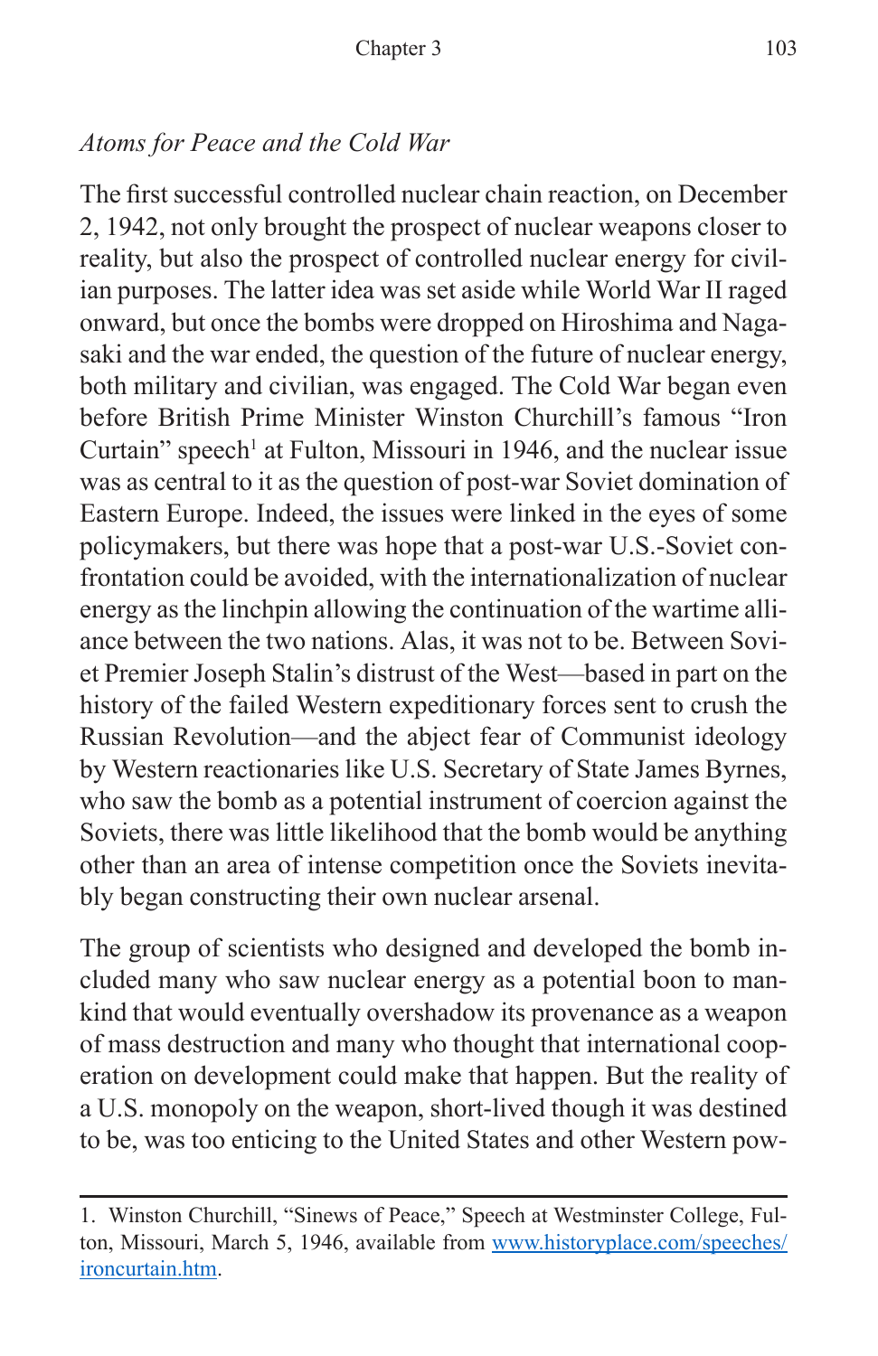*Atoms for Peace and the Cold War*

The first successful controlled nuclear chain reaction, on December 2, 1942, not only brought the prospect of nuclear weapons closer to reality, but also the prospect of controlled nuclear energy for civilian purposes. The latter idea was set aside while World War II raged onward, but once the bombs were dropped on Hiroshima and Nagasaki and the war ended, the question of the future of nuclear energy, both military and civilian, was engaged. The Cold War began even before British Prime Minister Winston Churchill's famous "Iron Curtain" speech[1] at Fulton, Missouri in 1946, and the nuclear issue was as central to it as the question of post-war Soviet domination of Eastern Europe. Indeed, the issues were linked in the eyes of some policymakers, but there was hope that a post-war U.S.-Soviet confrontation could be avoided, with the internationalization of nuclear energy as the linchpin allowing the continuation of the wartime alliance between the two nations. Alas, it was not to be. Between Soviet Premier Joseph Stalin's distrust of the West—based in part on the history of the failed Western expeditionary forces sent to crush the Russian Revolution—and the abject fear of Communist ideology by Western reactionaries like U.S. Secretary of State James Byrnes, who saw the bomb as a potential instrument of coercion against the Soviets, there was little likelihood that the bomb would be anything other than an area of intense competition once the Soviets inevitably began constructing their own nuclear arsenal.

The group of scientists who designed and developed the bomb included many who saw nuclear energy as a potential boon to mankind that would eventually overshadow its provenance as a weapon of mass destruction and many who thought that international cooperation on development could make that happen. But the reality of a U.S. monopoly on the weapon, short-lived though it was destined to be, was too enticing to the United States and other Western pow-

1. Winston Churchill, "Sinews of Peace," Speech at Westminster College, Fulton, Missouri, March 5, 1946, available from www.historyplace.com/speeches/ironcurtain.htm.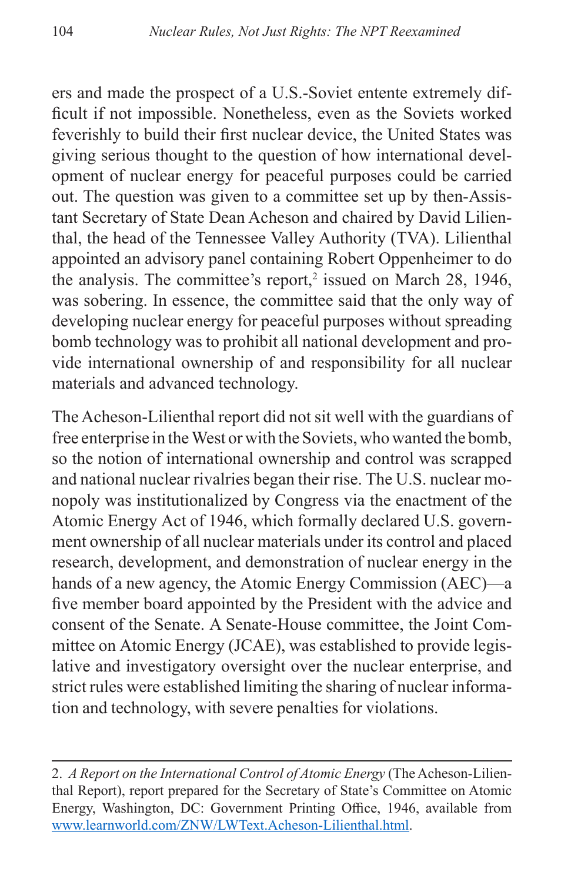ers and made the prospect of a U.S.-Soviet entente extremely difficult if not impossible. Nonetheless, even as the Soviets worked feverishly to build their first nuclear device, the United States was giving serious thought to the question of how international development of nuclear energy for peaceful purposes could be carried out. The question was given to a committee set up by then-Assistant Secretary of State Dean Acheson and chaired by David Lilienthal, the head of the Tennessee Valley Authority (TVA). Lilienthal appointed an advisory panel containing Robert Oppenheimer to do the analysis. The committee's report,[2] issued on March 28, 1946, was sobering. In essence, the committee said that the only way of developing nuclear energy for peaceful purposes without spreading bomb technology was to prohibit all national development and provide international ownership of and responsibility for all nuclear materials and advanced technology.

The Acheson-Lilienthal report did not sit well with the guardians of free enterprise in the West or with the Soviets, who wanted the bomb, so the notion of international ownership and control was scrapped and national nuclear rivalries began their rise. The U.S. nuclear monopoly was institutionalized by Congress via the enactment of the Atomic Energy Act of 1946, which formally declared U.S. government ownership of all nuclear materials under its control and placed research, development, and demonstration of nuclear energy in the hands of a new agency, the Atomic Energy Commission (AEC)—a five member board appointed by the President with the advice and consent of the Senate. A Senate-House committee, the Joint Committee on Atomic Energy (JCAE), was established to provide legislative and investigatory oversight over the nuclear enterprise, and strict rules were established limiting the sharing of nuclear information and technology, with severe penalties for violations.

---

2. *A Report on the International Control of Atomic Energy* (The Acheson-Lilienthal Report), report prepared for the Secretary of State's Committee on Atomic Energy, Washington, DC: Government Printing Office, 1946, available from www.learnworld.com/ZNW/LWText.Acheson-Lilienthal.html.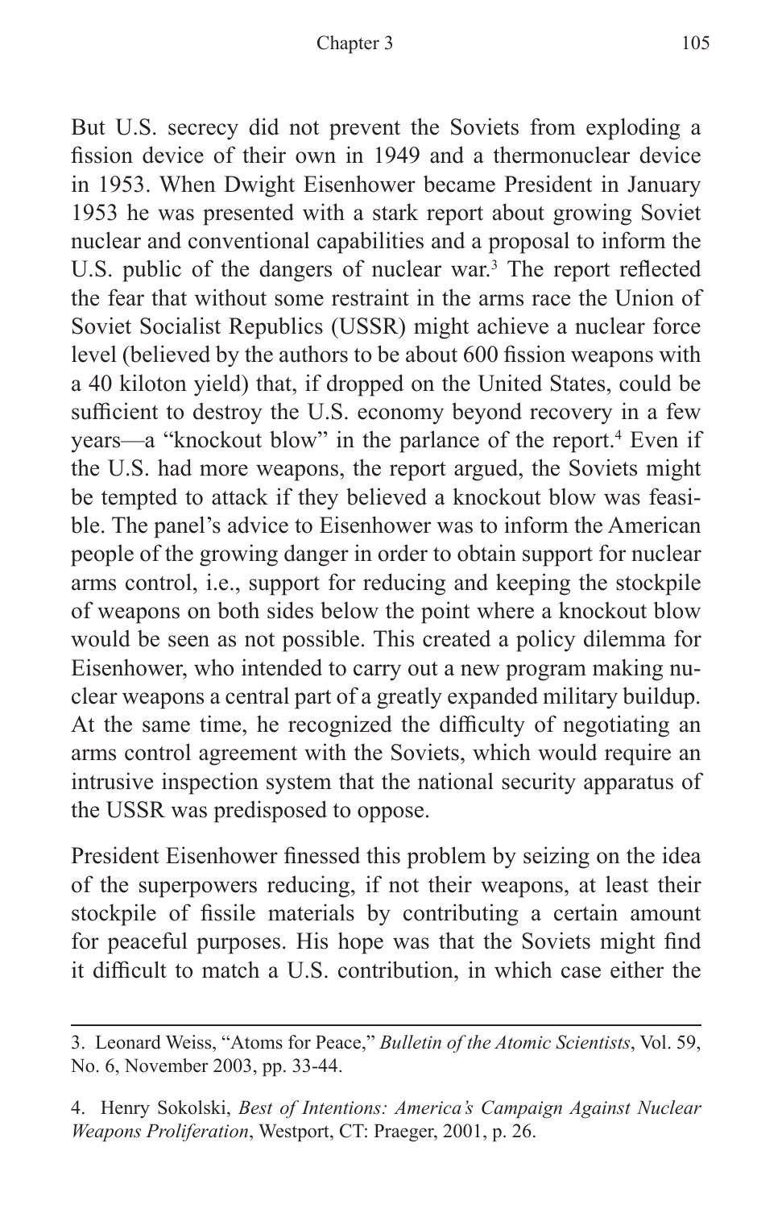But U.S. secrecy did not prevent the Soviets from exploding a fission device of their own in 1949 and a thermonuclear device in 1953. When Dwight Eisenhower became President in January 1953 he was presented with a stark report about growing Soviet nuclear and conventional capabilities and a proposal to inform the U.S. public of the dangers of nuclear war.[3] The report reflected the fear that without some restraint in the arms race the Union of Soviet Socialist Republics (USSR) might achieve a nuclear force level (believed by the authors to be about 600 fission weapons with a 40 kiloton yield) that, if dropped on the United States, could be sufficient to destroy the U.S. economy beyond recovery in a few years—a "knockout blow" in the parlance of the report.[4] Even if the U.S. had more weapons, the report argued, the Soviets might be tempted to attack if they believed a knockout blow was feasible. The panel's advice to Eisenhower was to inform the American people of the growing danger in order to obtain support for nuclear arms control, i.e., support for reducing and keeping the stockpile of weapons on both sides below the point where a knockout blow would be seen as not possible. This created a policy dilemma for Eisenhower, who intended to carry out a new program making nuclear weapons a central part of a greatly expanded military buildup. At the same time, he recognized the difficulty of negotiating an arms control agreement with the Soviets, which would require an intrusive inspection system that the national security apparatus of the USSR was predisposed to oppose.

President Eisenhower finessed this problem by seizing on the idea of the superpowers reducing, if not their weapons, at least their stockpile of fissile materials by contributing a certain amount for peaceful purposes. His hope was that the Soviets might find it difficult to match a U.S. contribution, in which case either the

---

3. Leonard Weiss, "Atoms for Peace," *Bulletin of the Atomic Scientists*, Vol. 59, No. 6, November 2003, pp. 33-44.

4. Henry Sokolski, *Best of Intentions: America's Campaign Against Nuclear Weapons Proliferation*, Westport, CT: Praeger, 2001, p. 26.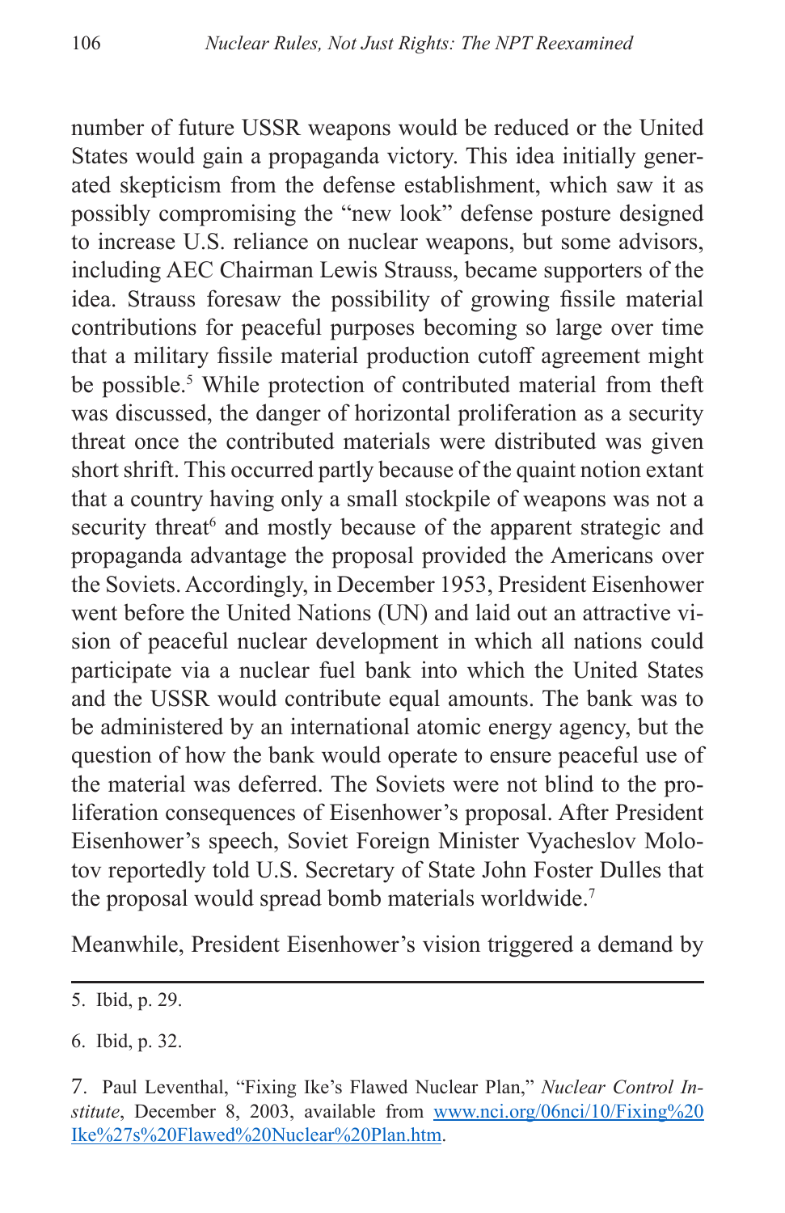number of future USSR weapons would be reduced or the United States would gain a propaganda victory. This idea initially generated skepticism from the defense establishment, which saw it as possibly compromising the "new look" defense posture designed to increase U.S. reliance on nuclear weapons, but some advisors, including AEC Chairman Lewis Strauss, became supporters of the idea. Strauss foresaw the possibility of growing fissile material contributions for peaceful purposes becoming so large over time that a military fissile material production cutoff agreement might be possible.[5] While protection of contributed material from theft was discussed, the danger of horizontal proliferation as a security threat once the contributed materials were distributed was given short shrift. This occurred partly because of the quaint notion extant that a country having only a small stockpile of weapons was not a security threat[6] and mostly because of the apparent strategic and propaganda advantage the proposal provided the Americans over the Soviets. Accordingly, in December 1953, President Eisenhower went before the United Nations (UN) and laid out an attractive vision of peaceful nuclear development in which all nations could participate via a nuclear fuel bank into which the United States and the USSR would contribute equal amounts. The bank was to be administered by an international atomic energy agency, but the question of how the bank would operate to ensure peaceful use of the material was deferred. The Soviets were not blind to the proliferation consequences of Eisenhower's proposal. After President Eisenhower's speech, Soviet Foreign Minister Vyacheslov Molotov reportedly told U.S. Secretary of State John Foster Dulles that the proposal would spread bomb materials worldwide.[7]

Meanwhile, President Eisenhower's vision triggered a demand by

---

5. Ibid, p. 29.

6. Ibid, p. 32.

7. Paul Leventhal, "Fixing Ike's Flawed Nuclear Plan," *Nuclear Control Institute*, December 8, 2003, available from www.nci.org/06nci/10/Fixing%20Ike%27s%20Flawed%20Nuclear%20Plan.htm.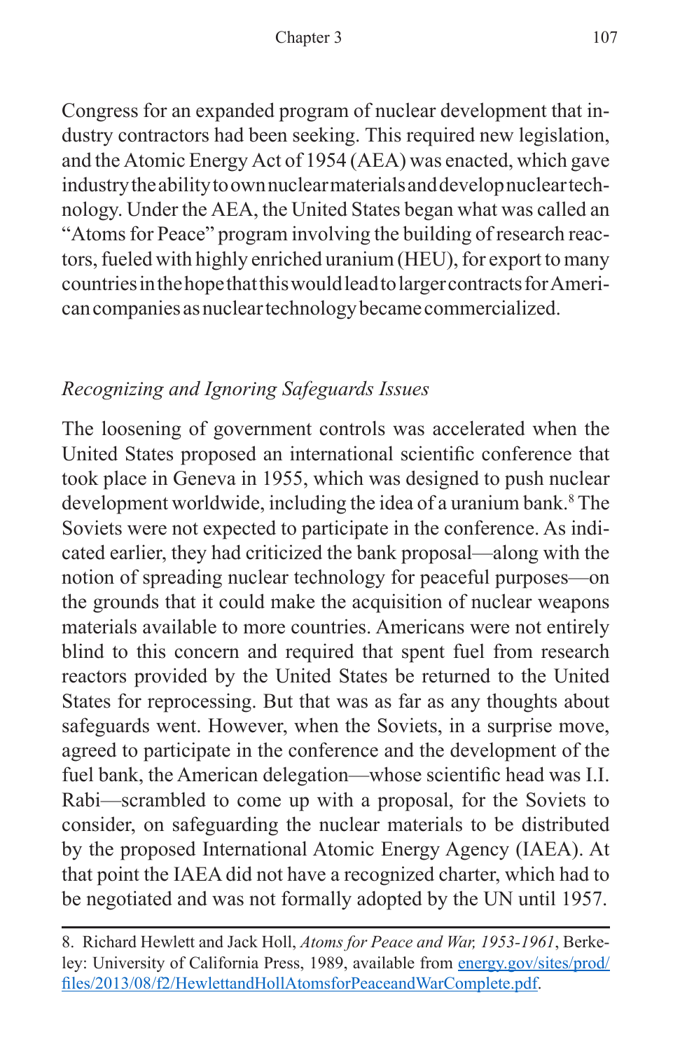Congress for an expanded program of nuclear development that industry contractors had been seeking. This required new legislation, and the Atomic Energy Act of 1954 (AEA) was enacted, which gave industry the ability to own nuclear materials and develop nuclear technology. Under the AEA, the United States began what was called an "Atoms for Peace" program involving the building of research reactors, fueled with highly enriched uranium (HEU), for export to many countries in the hope that this would lead to larger contracts for American companies as nuclear technology became commercialized.

### *Recognizing and Ignoring Safeguards Issues*

The loosening of government controls was accelerated when the United States proposed an international scientific conference that took place in Geneva in 1955, which was designed to push nuclear development worldwide, including the idea of a uranium bank.[8] The Soviets were not expected to participate in the conference. As indicated earlier, they had criticized the bank proposal—along with the notion of spreading nuclear technology for peaceful purposes—on the grounds that it could make the acquisition of nuclear weapons materials available to more countries. Americans were not entirely blind to this concern and required that spent fuel from research reactors provided by the United States be returned to the United States for reprocessing. But that was as far as any thoughts about safeguards went. However, when the Soviets, in a surprise move, agreed to participate in the conference and the development of the fuel bank, the American delegation—whose scientific head was I.I. Rabi—scrambled to come up with a proposal, for the Soviets to consider, on safeguarding the nuclear materials to be distributed by the proposed International Atomic Energy Agency (IAEA). At that point the IAEA did not have a recognized charter, which had to be negotiated and was not formally adopted by the UN until 1957.

---

8. Richard Hewlett and Jack Holl, *Atoms for Peace and War, 1953-1961*, Berkeley: University of California Press, 1989, available from energy.gov/sites/prod/files/2013/08/f2/HewlettandHollAtomsforPeaceandWarComplete.pdf.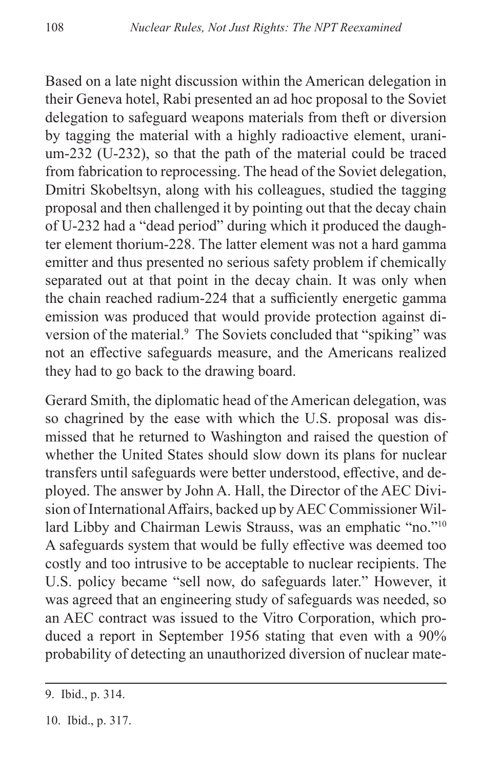Based on a late night discussion within the American delegation in their Geneva hotel, Rabi presented an ad hoc proposal to the Soviet delegation to safeguard weapons materials from theft or diversion by tagging the material with a highly radioactive element, uranium-232 (U-232), so that the path of the material could be traced from fabrication to reprocessing. The head of the Soviet delegation, Dmitri Skobeltsyn, along with his colleagues, studied the tagging proposal and then challenged it by pointing out that the decay chain of U-232 had a "dead period" during which it produced the daughter element thorium-228. The latter element was not a hard gamma emitter and thus presented no serious safety problem if chemically separated out at that point in the decay chain. It was only when the chain reached radium-224 that a sufficiently energetic gamma emission was produced that would provide protection against diversion of the material.[9] The Soviets concluded that "spiking" was not an effective safeguards measure, and the Americans realized they had to go back to the drawing board.

Gerard Smith, the diplomatic head of the American delegation, was so chagrined by the ease with which the U.S. proposal was dismissed that he returned to Washington and raised the question of whether the United States should slow down its plans for nuclear transfers until safeguards were better understood, effective, and deployed. The answer by John A. Hall, the Director of the AEC Division of International Affairs, backed up by AEC Commissioner Willard Libby and Chairman Lewis Strauss, was an emphatic "no."[10] A safeguards system that would be fully effective was deemed too costly and too intrusive to be acceptable to nuclear recipients. The U.S. policy became "sell now, do safeguards later." However, it was agreed that an engineering study of safeguards was needed, so an AEC contract was issued to the Vitro Corporation, which produced a report in September 1956 stating that even with a 90% probability of detecting an unauthorized diversion of nuclear mate-

9. Ibid., p. 314.

10. Ibid., p. 317.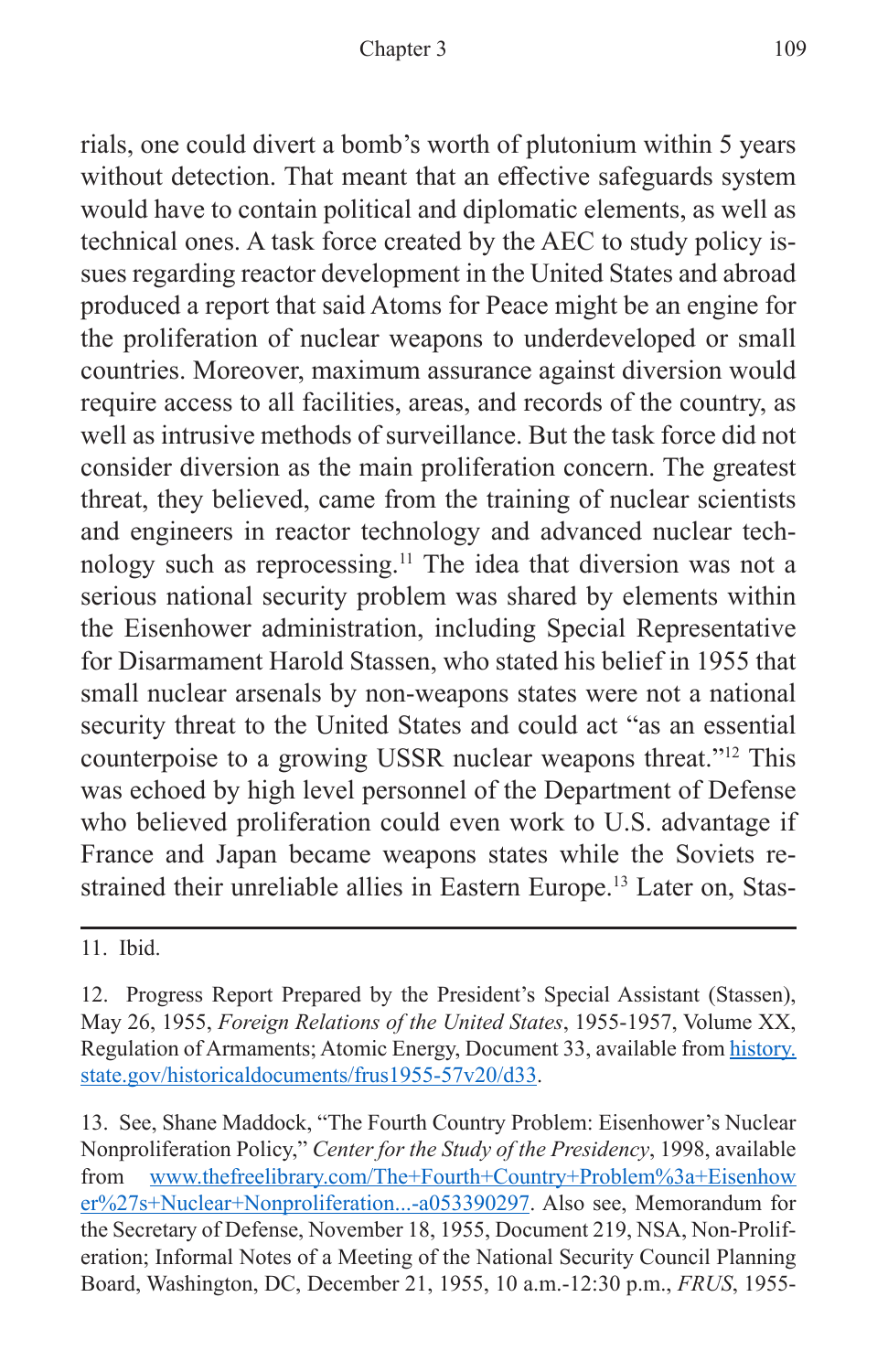rials, one could divert a bomb's worth of plutonium within 5 years without detection. That meant that an effective safeguards system would have to contain political and diplomatic elements, as well as technical ones. A task force created by the AEC to study policy issues regarding reactor development in the United States and abroad produced a report that said Atoms for Peace might be an engine for the proliferation of nuclear weapons to underdeveloped or small countries. Moreover, maximum assurance against diversion would require access to all facilities, areas, and records of the country, as well as intrusive methods of surveillance. But the task force did not consider diversion as the main proliferation concern. The greatest threat, they believed, came from the training of nuclear scientists and engineers in reactor technology and advanced nuclear technology such as reprocessing.[11] The idea that diversion was not a serious national security problem was shared by elements within the Eisenhower administration, including Special Representative for Disarmament Harold Stassen, who stated his belief in 1955 that small nuclear arsenals by non-weapons states were not a national security threat to the United States and could act "as an essential counterpoise to a growing USSR nuclear weapons threat."[12] This was echoed by high level personnel of the Department of Defense who believed proliferation could even work to U.S. advantage if France and Japan became weapons states while the Soviets restrained their unreliable allies in Eastern Europe.[13] Later on, Stas-

---

11. Ibid.

12. Progress Report Prepared by the President's Special Assistant (Stassen), May 26, 1955, *Foreign Relations of the United States*, 1955-1957, Volume XX, Regulation of Armaments; Atomic Energy, Document 33, available from history.state.gov/historicaldocuments/frus1955-57v20/d33.

13. See, Shane Maddock, "The Fourth Country Problem: Eisenhower's Nuclear Nonproliferation Policy," *Center for the Study of the Presidency*, 1998, available from www.thefreelibrary.com/The+Fourth+Country+Problem%3a+Eisenhower%27s+Nuclear+Nonproliferation...-a053390297. Also see, Memorandum for the Secretary of Defense, November 18, 1955, Document 219, NSA, Non-Proliferation; Informal Notes of a Meeting of the National Security Council Planning Board, Washington, DC, December 21, 1955, 10 a.m.-12:30 p.m., *FRUS*, 1955-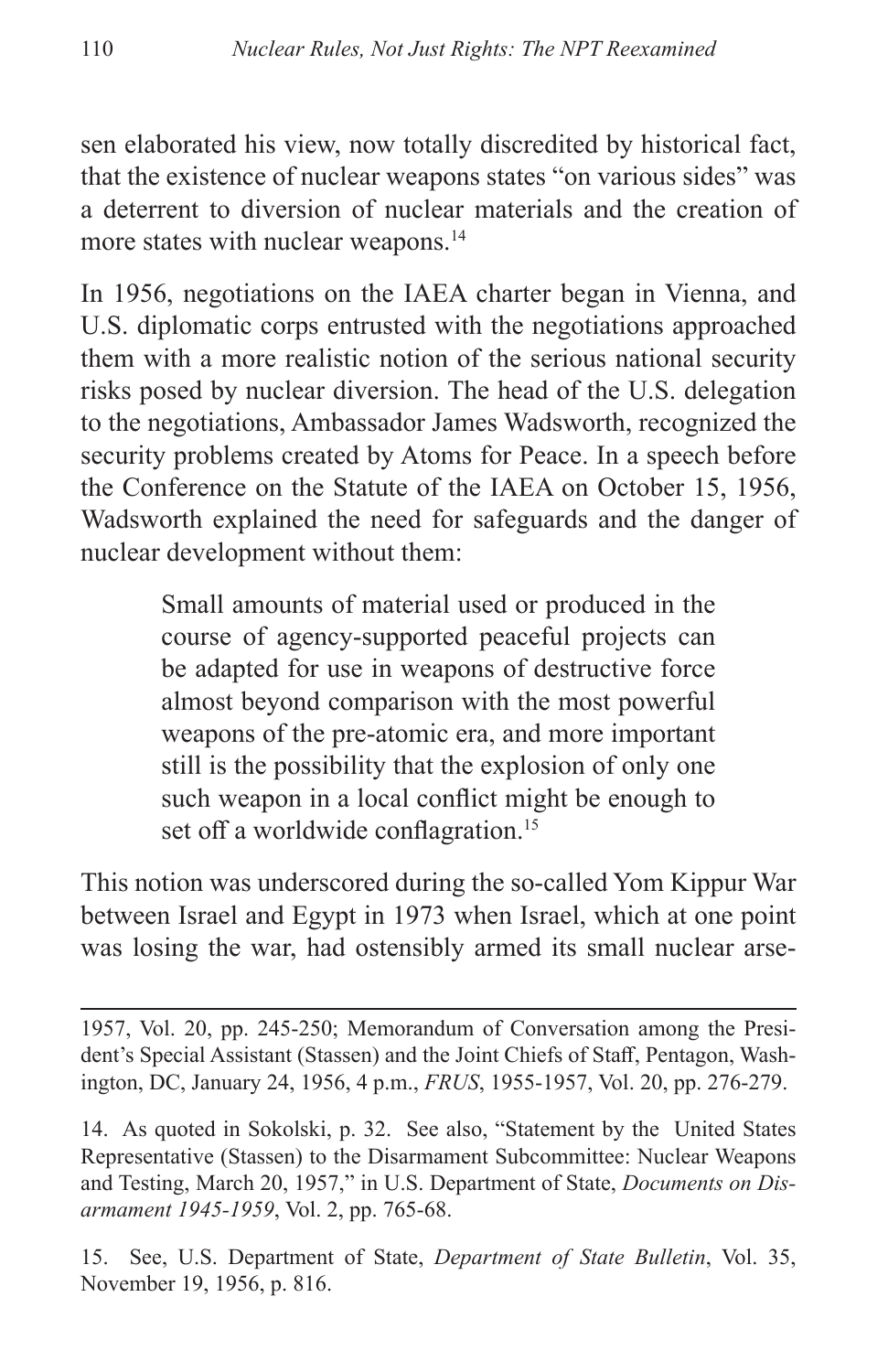sen elaborated his view, now totally discredited by historical fact, that the existence of nuclear weapons states "on various sides" was a deterrent to diversion of nuclear materials and the creation of more states with nuclear weapons.[14]

In 1956, negotiations on the IAEA charter began in Vienna, and U.S. diplomatic corps entrusted with the negotiations approached them with a more realistic notion of the serious national security risks posed by nuclear diversion. The head of the U.S. delegation to the negotiations, Ambassador James Wadsworth, recognized the security problems created by Atoms for Peace. In a speech before the Conference on the Statute of the IAEA on October 15, 1956, Wadsworth explained the need for safeguards and the danger of nuclear development without them:

> Small amounts of material used or produced in the course of agency-supported peaceful projects can be adapted for use in weapons of destructive force almost beyond comparison with the most powerful weapons of the pre-atomic era, and more important still is the possibility that the explosion of only one such weapon in a local conflict might be enough to set off a worldwide conflagration.[15]

This notion was underscored during the so-called Yom Kippur War between Israel and Egypt in 1973 when Israel, which at one point was losing the war, had ostensibly armed its small nuclear arse-

---

1957, Vol. 20, pp. 245-250; Memorandum of Conversation among the President's Special Assistant (Stassen) and the Joint Chiefs of Staff, Pentagon, Washington, DC, January 24, 1956, 4 p.m., *FRUS*, 1955-1957, Vol. 20, pp. 276-279.

14. As quoted in Sokolski, p. 32. See also, "Statement by the United States Representative (Stassen) to the Disarmament Subcommittee: Nuclear Weapons and Testing, March 20, 1957," in U.S. Department of State, *Documents on Disarmament 1945-1959*, Vol. 2, pp. 765-68.

15. See, U.S. Department of State, *Department of State Bulletin*, Vol. 35, November 19, 1956, p. 816.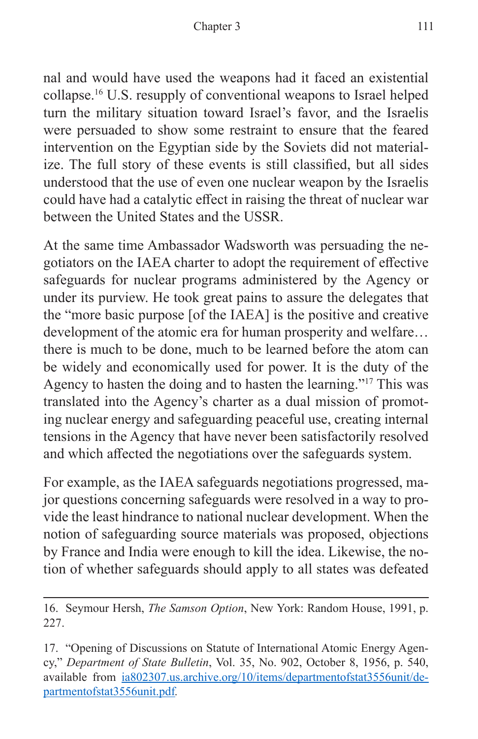nal and would have used the weapons had it faced an existential collapse.[16] U.S. resupply of conventional weapons to Israel helped turn the military situation toward Israel's favor, and the Israelis were persuaded to show some restraint to ensure that the feared intervention on the Egyptian side by the Soviets did not materialize. The full story of these events is still classified, but all sides understood that the use of even one nuclear weapon by the Israelis could have had a catalytic effect in raising the threat of nuclear war between the United States and the USSR.

At the same time Ambassador Wadsworth was persuading the negotiators on the IAEA charter to adopt the requirement of effective safeguards for nuclear programs administered by the Agency or under its purview. He took great pains to assure the delegates that the "more basic purpose [of the IAEA] is the positive and creative development of the atomic era for human prosperity and welfare… there is much to be done, much to be learned before the atom can be widely and economically used for power. It is the duty of the Agency to hasten the doing and to hasten the learning."[17] This was translated into the Agency's charter as a dual mission of promoting nuclear energy and safeguarding peaceful use, creating internal tensions in the Agency that have never been satisfactorily resolved and which affected the negotiations over the safeguards system.

For example, as the IAEA safeguards negotiations progressed, major questions concerning safeguards were resolved in a way to provide the least hindrance to national nuclear development. When the notion of safeguarding source materials was proposed, objections by France and India were enough to kill the idea. Likewise, the notion of whether safeguards should apply to all states was defeated

---

16. Seymour Hersh, *The Samson Option*, New York: Random House, 1991, p. 227.

17. "Opening of Discussions on Statute of International Atomic Energy Agency," *Department of State Bulletin*, Vol. 35, No. 902, October 8, 1956, p. 540, available from [ia802307.us.archive.org/10/items/departmentofstat3556unit/departmentofstat3556unit.pdf](ia802307.us.archive.org/10/items/departmentofstat3556unit/departmentofstat3556unit.pdf).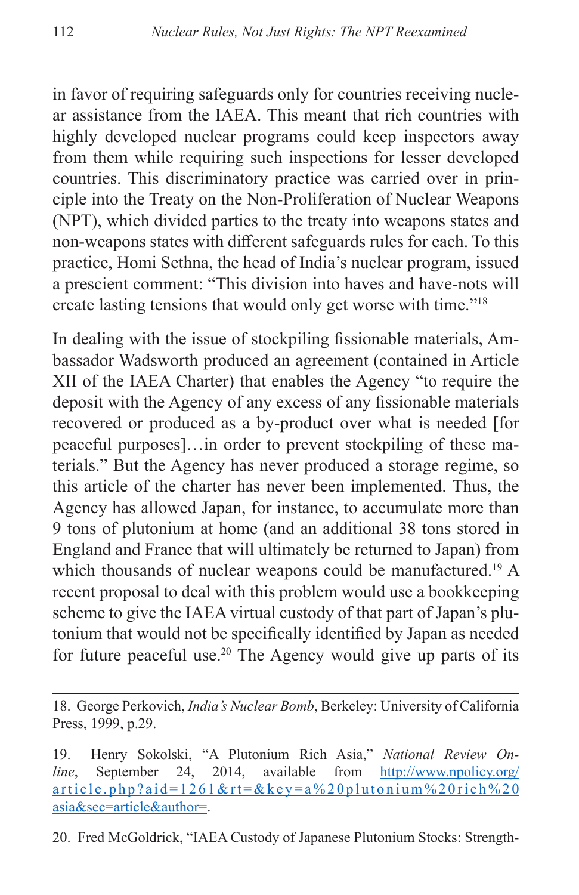in favor of requiring safeguards only for countries receiving nuclear assistance from the IAEA. This meant that rich countries with highly developed nuclear programs could keep inspectors away from them while requiring such inspections for lesser developed countries. This discriminatory practice was carried over in principle into the Treaty on the Non-Proliferation of Nuclear Weapons (NPT), which divided parties to the treaty into weapons states and non-weapons states with different safeguards rules for each. To this practice, Homi Sethna, the head of India's nuclear program, issued a prescient comment: "This division into haves and have-nots will create lasting tensions that would only get worse with time."[18]

In dealing with the issue of stockpiling fissionable materials, Ambassador Wadsworth produced an agreement (contained in Article XII of the IAEA Charter) that enables the Agency "to require the deposit with the Agency of any excess of any fissionable materials recovered or produced as a by-product over what is needed [for peaceful purposes]…in order to prevent stockpiling of these materials." But the Agency has never produced a storage regime, so this article of the charter has never been implemented. Thus, the Agency has allowed Japan, for instance, to accumulate more than 9 tons of plutonium at home (and an additional 38 tons stored in England and France that will ultimately be returned to Japan) from which thousands of nuclear weapons could be manufactured.[19] A recent proposal to deal with this problem would use a bookkeeping scheme to give the IAEA virtual custody of that part of Japan's plutonium that would not be specifically identified by Japan as needed for future peaceful use.[20] The Agency would give up parts of its

---

18. George Perkovich, *India's Nuclear Bomb*, Berkeley: University of California Press, 1999, p.29.

19. Henry Sokolski, "A Plutonium Rich Asia," *National Review Online*, September 24, 2014, available from http://www.npolicy.org/article.php?aid=1261&rt=&key=a%20plutonium%20rich%20asia&sec=article&author=.

20. Fred McGoldrick, "IAEA Custody of Japanese Plutonium Stocks: Strength-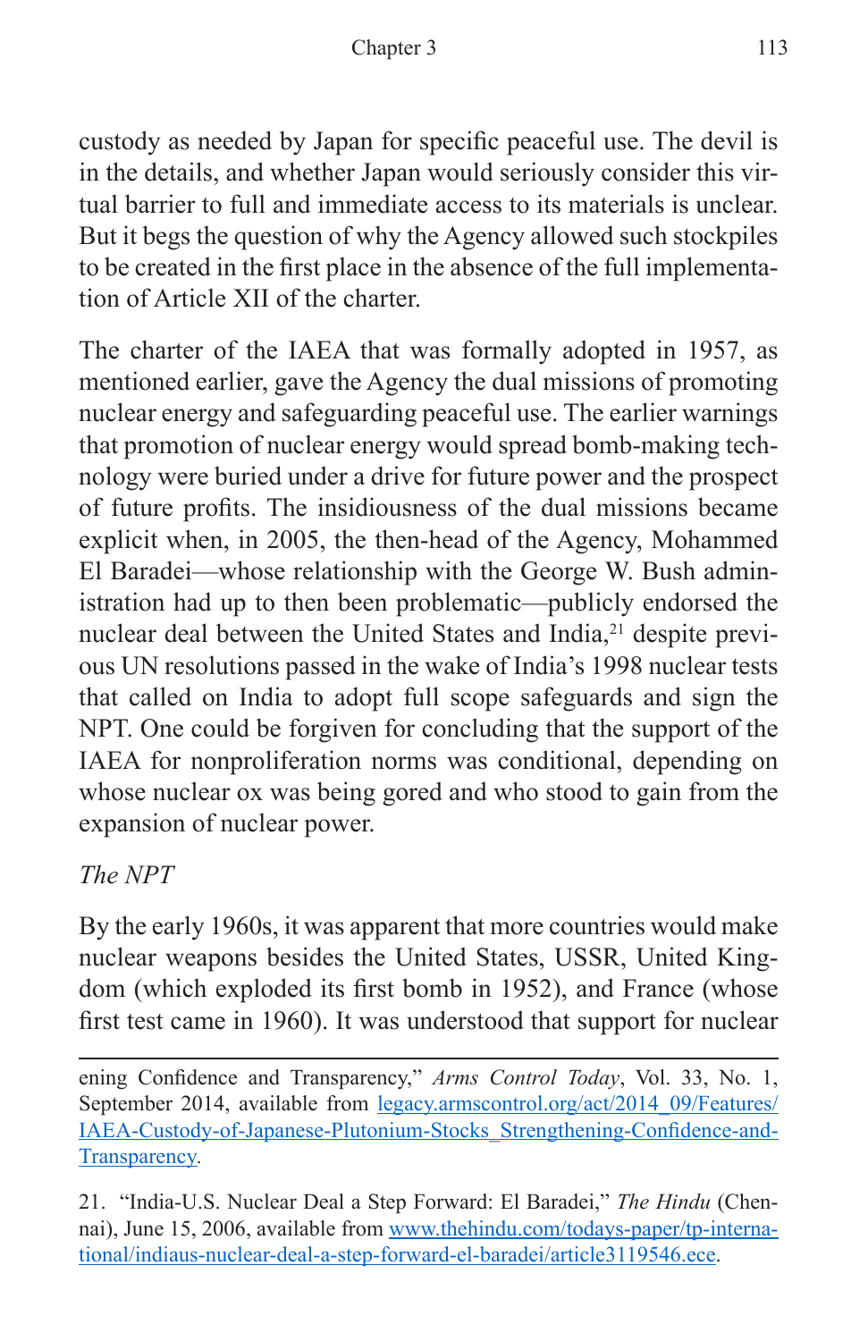custody as needed by Japan for specific peaceful use. The devil is in the details, and whether Japan would seriously consider this virtual barrier to full and immediate access to its materials is unclear. But it begs the question of why the Agency allowed such stockpiles to be created in the first place in the absence of the full implementation of Article XII of the charter.

The charter of the IAEA that was formally adopted in 1957, as mentioned earlier, gave the Agency the dual missions of promoting nuclear energy and safeguarding peaceful use. The earlier warnings that promotion of nuclear energy would spread bomb-making technology were buried under a drive for future power and the prospect of future profits. The insidiousness of the dual missions became explicit when, in 2005, the then-head of the Agency, Mohammed El Baradei—whose relationship with the George W. Bush administration had up to then been problematic—publicly endorsed the nuclear deal between the United States and India,[21] despite previous UN resolutions passed in the wake of India's 1998 nuclear tests that called on India to adopt full scope safeguards and sign the NPT. One could be forgiven for concluding that the support of the IAEA for nonproliferation norms was conditional, depending on whose nuclear ox was being gored and who stood to gain from the expansion of nuclear power.

*The NPT*

By the early 1960s, it was apparent that more countries would make nuclear weapons besides the United States, USSR, United Kingdom (which exploded its first bomb in 1952), and France (whose first test came in 1960). It was understood that support for nuclear

---

ening Confidence and Transparency," *Arms Control Today*, Vol. 33, No. 1, September 2014, available from legacy.armscontrol.org/act/2014_09/Features/IAEA-Custody-of-Japanese-Plutonium-Stocks_Strengthening-Confidence-and-Transparency.

21. "India-U.S. Nuclear Deal a Step Forward: El Baradei," *The Hindu* (Chennai), June 15, 2006, available from www.thehindu.com/todays-paper/tp-international/indiaus-nuclear-deal-a-step-forward-el-baradei/article3119546.ece.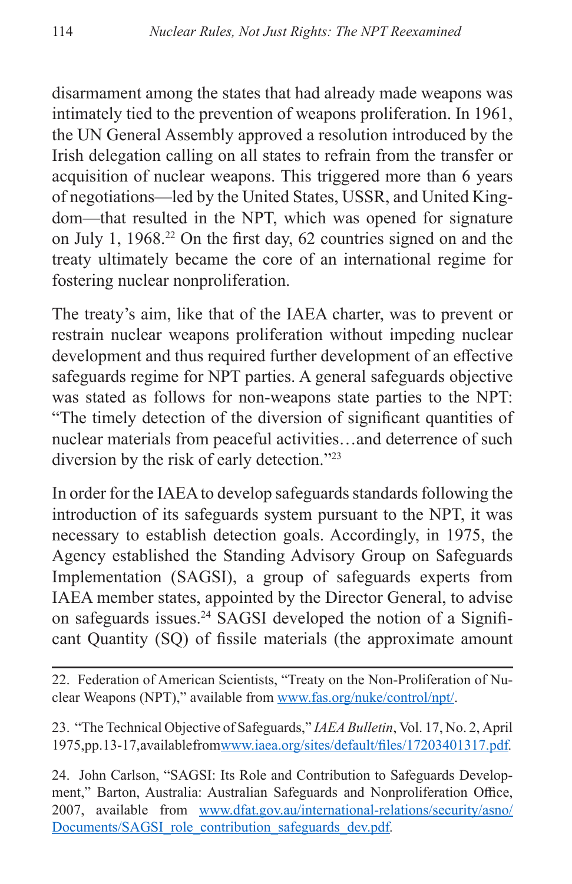disarmament among the states that had already made weapons was intimately tied to the prevention of weapons proliferation. In 1961, the UN General Assembly approved a resolution introduced by the Irish delegation calling on all states to refrain from the transfer or acquisition of nuclear weapons. This triggered more than 6 years of negotiations—led by the United States, USSR, and United Kingdom—that resulted in the NPT, which was opened for signature on July 1, 1968.[22] On the first day, 62 countries signed on and the treaty ultimately became the core of an international regime for fostering nuclear nonproliferation.

The treaty's aim, like that of the IAEA charter, was to prevent or restrain nuclear weapons proliferation without impeding nuclear development and thus required further development of an effective safeguards regime for NPT parties. A general safeguards objective was stated as follows for non-weapons state parties to the NPT: "The timely detection of the diversion of significant quantities of nuclear materials from peaceful activities…and deterrence of such diversion by the risk of early detection."[23]

In order for the IAEA to develop safeguards standards following the introduction of its safeguards system pursuant to the NPT, it was necessary to establish detection goals. Accordingly, in 1975, the Agency established the Standing Advisory Group on Safeguards Implementation (SAGSI), a group of safeguards experts from IAEA member states, appointed by the Director General, to advise on safeguards issues.[24] SAGSI developed the notion of a Significant Quantity (SQ) of fissile materials (the approximate amount

---

22. Federation of American Scientists, "Treaty on the Non-Proliferation of Nuclear Weapons (NPT)," available from www.fas.org/nuke/control/npt/.

23. "The Technical Objective of Safeguards," *IAEA Bulletin*, Vol. 17, No. 2, April 1975, pp. 13-17, available from www.iaea.org/sites/default/files/17203401317.pdf.

24. John Carlson, "SAGSI: Its Role and Contribution to Safeguards Development," Barton, Australia: Australian Safeguards and Nonproliferation Office, 2007, available from www.dfat.gov.au/international-relations/security/asno/Documents/SAGSI_role_contribution_safeguards_dev.pdf.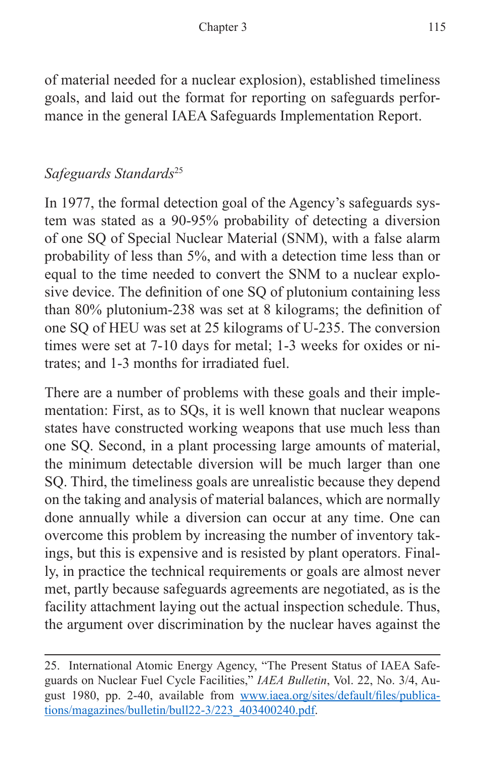of material needed for a nuclear explosion), established timeliness goals, and laid out the format for reporting on safeguards performance in the general IAEA Safeguards Implementation Report.

### *Safeguards Standards*[25]

In 1977, the formal detection goal of the Agency's safeguards system was stated as a 90-95% probability of detecting a diversion of one SQ of Special Nuclear Material (SNM), with a false alarm probability of less than 5%, and with a detection time less than or equal to the time needed to convert the SNM to a nuclear explosive device. The definition of one SQ of plutonium containing less than 80% plutonium-238 was set at 8 kilograms; the definition of one SQ of HEU was set at 25 kilograms of U-235. The conversion times were set at 7-10 days for metal; 1-3 weeks for oxides or nitrates; and 1-3 months for irradiated fuel.

There are a number of problems with these goals and their implementation: First, as to SQs, it is well known that nuclear weapons states have constructed working weapons that use much less than one SQ. Second, in a plant processing large amounts of material, the minimum detectable diversion will be much larger than one SQ. Third, the timeliness goals are unrealistic because they depend on the taking and analysis of material balances, which are normally done annually while a diversion can occur at any time. One can overcome this problem by increasing the number of inventory takings, but this is expensive and is resisted by plant operators. Finally, in practice the technical requirements or goals are almost never met, partly because safeguards agreements are negotiated, as is the facility attachment laying out the actual inspection schedule. Thus, the argument over discrimination by the nuclear haves against the

---

25. International Atomic Energy Agency, "The Present Status of IAEA Safeguards on Nuclear Fuel Cycle Facilities," *IAEA Bulletin*, Vol. 22, No. 3/4, August 1980, pp. 2-40, available from www.iaea.org/sites/default/files/publications/magazines/bulletin/bull22-3/223_403400240.pdf.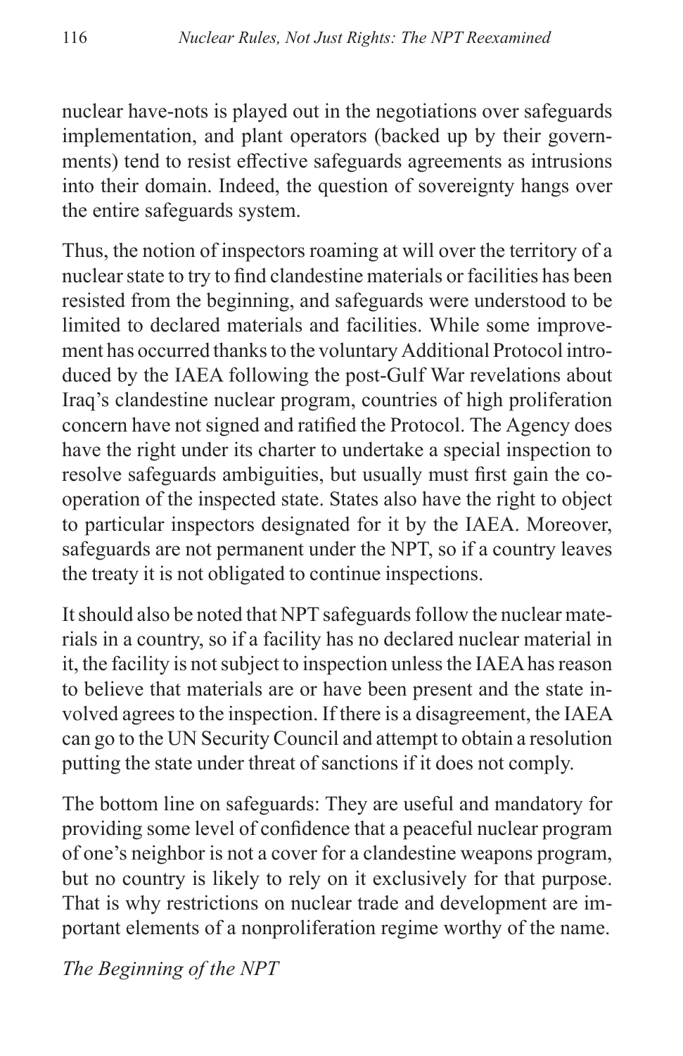nuclear have-nots is played out in the negotiations over safeguards implementation, and plant operators (backed up by their governments) tend to resist effective safeguards agreements as intrusions into their domain. Indeed, the question of sovereignty hangs over the entire safeguards system.

Thus, the notion of inspectors roaming at will over the territory of a nuclear state to try to find clandestine materials or facilities has been resisted from the beginning, and safeguards were understood to be limited to declared materials and facilities. While some improvement has occurred thanks to the voluntary Additional Protocol introduced by the IAEA following the post-Gulf War revelations about Iraq's clandestine nuclear program, countries of high proliferation concern have not signed and ratified the Protocol. The Agency does have the right under its charter to undertake a special inspection to resolve safeguards ambiguities, but usually must first gain the cooperation of the inspected state. States also have the right to object to particular inspectors designated for it by the IAEA. Moreover, safeguards are not permanent under the NPT, so if a country leaves the treaty it is not obligated to continue inspections.

It should also be noted that NPT safeguards follow the nuclear materials in a country, so if a facility has no declared nuclear material in it, the facility is not subject to inspection unless the IAEA has reason to believe that materials are or have been present and the state involved agrees to the inspection. If there is a disagreement, the IAEA can go to the UN Security Council and attempt to obtain a resolution putting the state under threat of sanctions if it does not comply.

The bottom line on safeguards: They are useful and mandatory for providing some level of confidence that a peaceful nuclear program of one's neighbor is not a cover for a clandestine weapons program, but no country is likely to rely on it exclusively for that purpose. That is why restrictions on nuclear trade and development are important elements of a nonproliferation regime worthy of the name.

### *The Beginning of the NPT*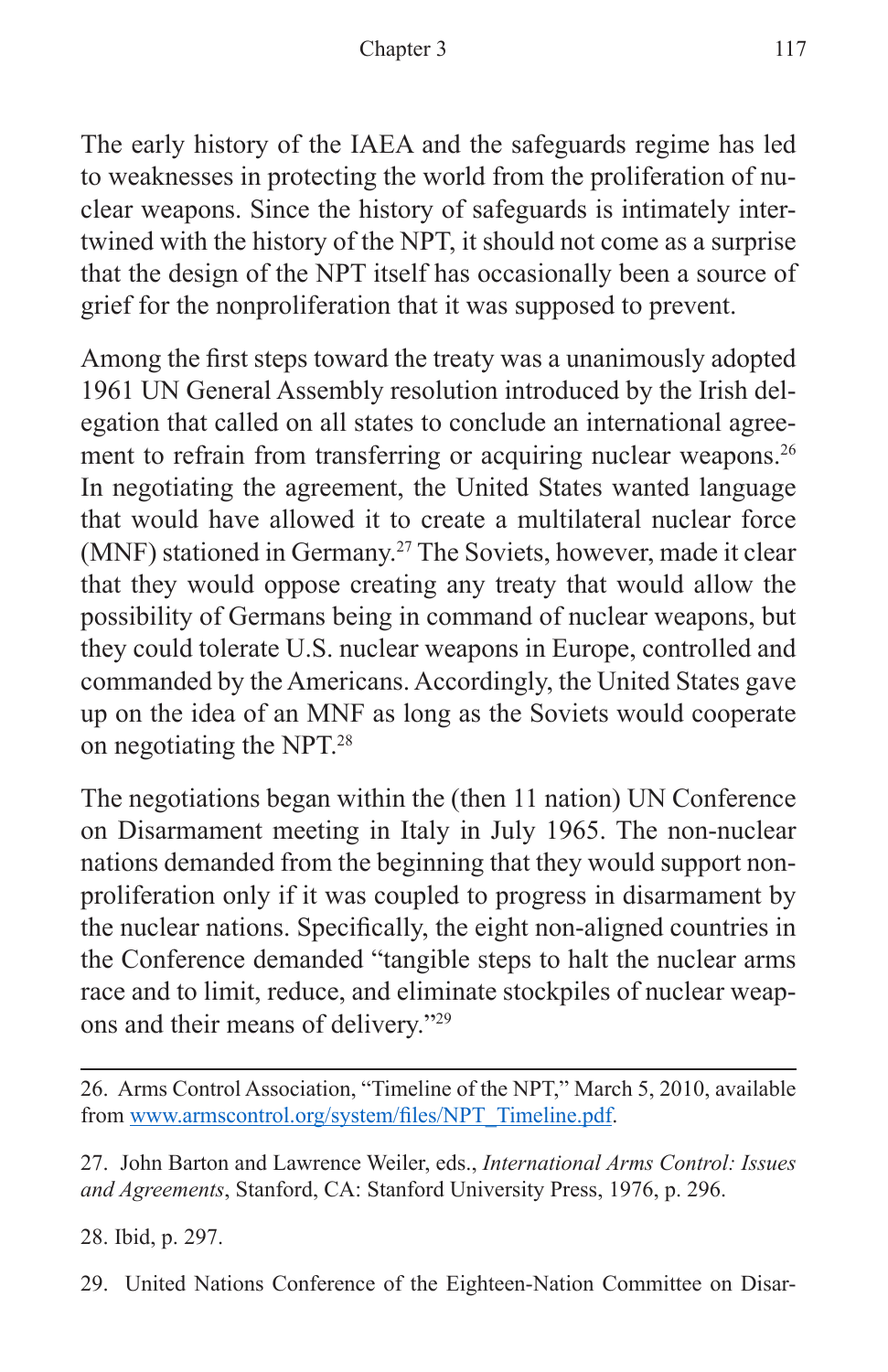The early history of the IAEA and the safeguards regime has led to weaknesses in protecting the world from the proliferation of nuclear weapons. Since the history of safeguards is intimately intertwined with the history of the NPT, it should not come as a surprise that the design of the NPT itself has occasionally been a source of grief for the nonproliferation that it was supposed to prevent.

Among the first steps toward the treaty was a unanimously adopted 1961 UN General Assembly resolution introduced by the Irish delegation that called on all states to conclude an international agreement to refrain from transferring or acquiring nuclear weapons.[26] In negotiating the agreement, the United States wanted language that would have allowed it to create a multilateral nuclear force (MNF) stationed in Germany.[27] The Soviets, however, made it clear that they would oppose creating any treaty that would allow the possibility of Germans being in command of nuclear weapons, but they could tolerate U.S. nuclear weapons in Europe, controlled and commanded by the Americans. Accordingly, the United States gave up on the idea of an MNF as long as the Soviets would cooperate on negotiating the NPT.[28]

The negotiations began within the (then 11 nation) UN Conference on Disarmament meeting in Italy in July 1965. The non-nuclear nations demanded from the beginning that they would support nonproliferation only if it was coupled to progress in disarmament by the nuclear nations. Specifically, the eight non-aligned countries in the Conference demanded "tangible steps to halt the nuclear arms race and to limit, reduce, and eliminate stockpiles of nuclear weapons and their means of delivery."[29]

---

26. Arms Control Association, "Timeline of the NPT," March 5, 2010, available from [www.armscontrol.org/system/files/NPT_Timeline.pdf](www.armscontrol.org/system/files/NPT_Timeline.pdf).

27. John Barton and Lawrence Weiler, eds., *International Arms Control: Issues and Agreements*, Stanford, CA: Stanford University Press, 1976, p. 296.

28. Ibid, p. 297.

29. United Nations Conference of the Eighteen-Nation Committee on Disar-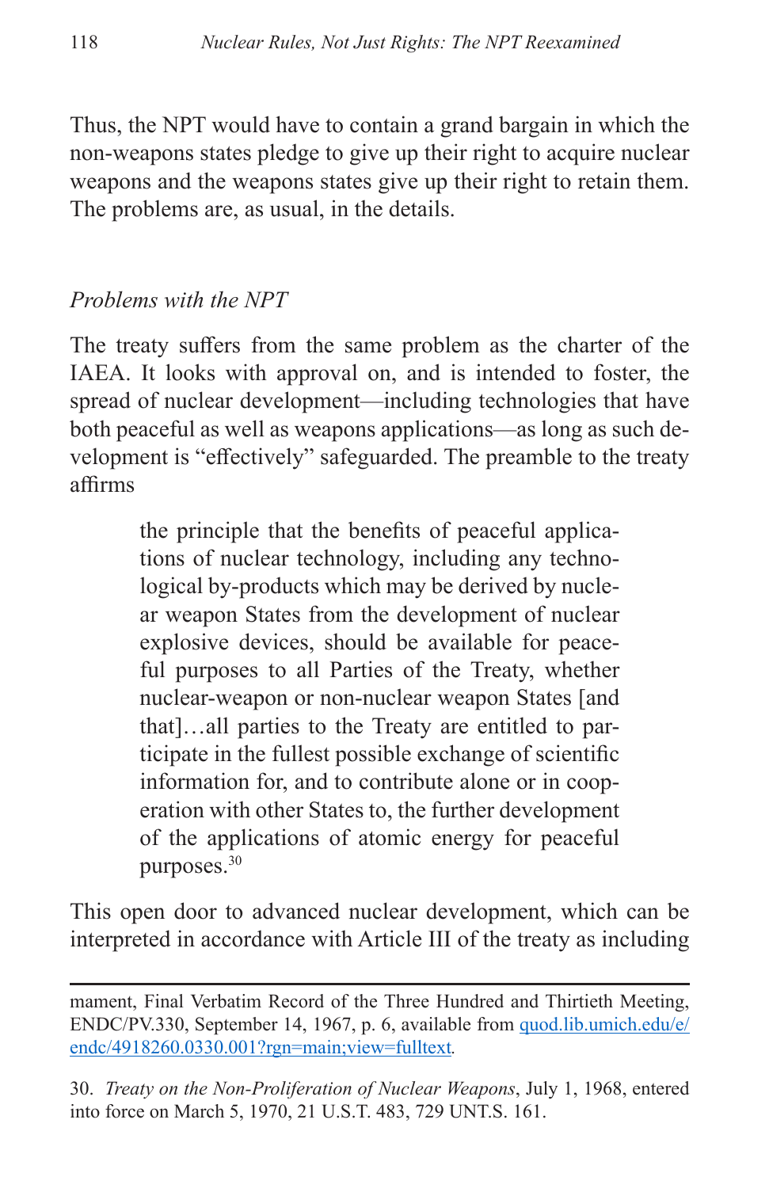Thus, the NPT would have to contain a grand bargain in which the non-weapons states pledge to give up their right to acquire nuclear weapons and the weapons states give up their right to retain them. The problems are, as usual, in the details.

### *Problems with the NPT*

The treaty suffers from the same problem as the charter of the IAEA. It looks with approval on, and is intended to foster, the spread of nuclear development—including technologies that have both peaceful as well as weapons applications—as long as such development is "effectively" safeguarded. The preamble to the treaty affirms

> the principle that the benefits of peaceful applications of nuclear technology, including any technological by-products which may be derived by nuclear weapon States from the development of nuclear explosive devices, should be available for peaceful purposes to all Parties of the Treaty, whether nuclear-weapon or non-nuclear weapon States [and that]…all parties to the Treaty are entitled to participate in the fullest possible exchange of scientific information for, and to contribute alone or in cooperation with other States to, the further development of the applications of atomic energy for peaceful purposes.[30]

This open door to advanced nuclear development, which can be interpreted in accordance with Article III of the treaty as including

---

mament, Final Verbatim Record of the Three Hundred and Thirtieth Meeting, ENDC/PV.330, September 14, 1967, p. 6, available from quod.lib.umich.edu/e/endc/4918260.0330.001?rgn=main;view=fulltext.

30. *Treaty on the Non-Proliferation of Nuclear Weapons*, July 1, 1968, entered into force on March 5, 1970, 21 U.S.T. 483, 729 UNT.S. 161.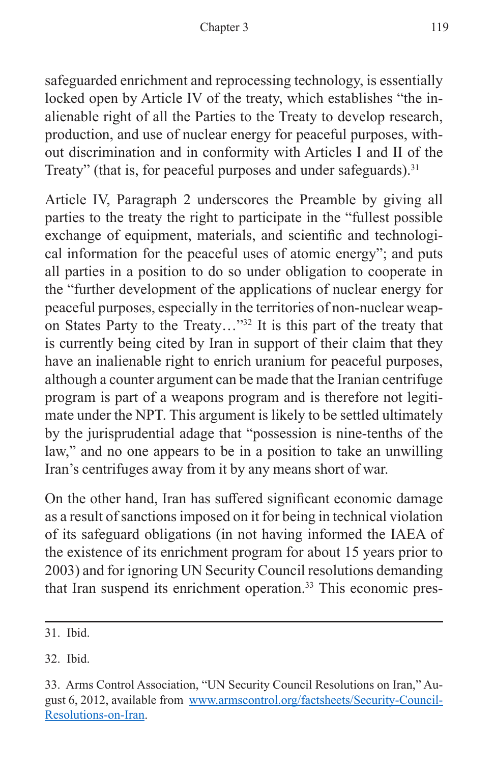safeguarded enrichment and reprocessing technology, is essentially locked open by Article IV of the treaty, which establishes "the inalienable right of all the Parties to the Treaty to develop research, production, and use of nuclear energy for peaceful purposes, without discrimination and in conformity with Articles I and II of the Treaty" (that is, for peaceful purposes and under safeguards).[31]

Article IV, Paragraph 2 underscores the Preamble by giving all parties to the treaty the right to participate in the "fullest possible exchange of equipment, materials, and scientific and technological information for the peaceful uses of atomic energy"; and puts all parties in a position to do so under obligation to cooperate in the "further development of the applications of nuclear energy for peaceful purposes, especially in the territories of non-nuclear weapon States Party to the Treaty…"[32] It is this part of the treaty that is currently being cited by Iran in support of their claim that they have an inalienable right to enrich uranium for peaceful purposes, although a counter argument can be made that the Iranian centrifuge program is part of a weapons program and is therefore not legitimate under the NPT. This argument is likely to be settled ultimately by the jurisprudential adage that "possession is nine-tenths of the law," and no one appears to be in a position to take an unwilling Iran's centrifuges away from it by any means short of war.

On the other hand, Iran has suffered significant economic damage as a result of sanctions imposed on it for being in technical violation of its safeguard obligations (in not having informed the IAEA of the existence of its enrichment program for about 15 years prior to 2003) and for ignoring UN Security Council resolutions demanding that Iran suspend its enrichment operation.[33] This economic pres-

---

31. Ibid.

32. Ibid.

33. Arms Control Association, "UN Security Council Resolutions on Iran," August 6, 2012, available from [www.armscontrol.org/factsheets/Security-Council-Resolutions-on-Iran](www.armscontrol.org/factsheets/Security-Council-Resolutions-on-Iran).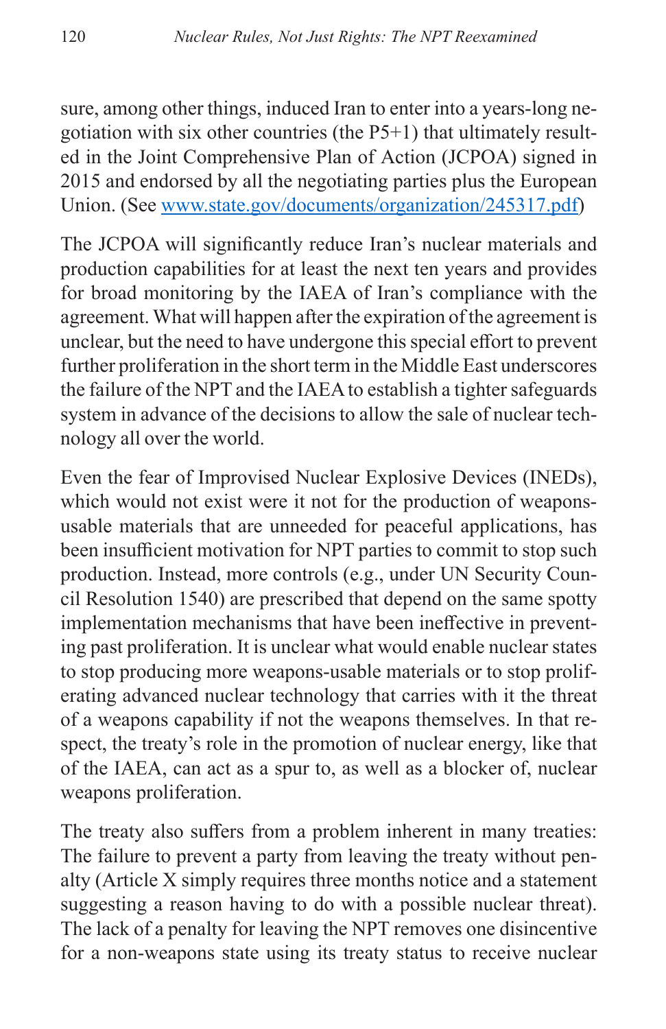sure, among other things, induced Iran to enter into a years-long negotiation with six other countries (the P5+1) that ultimately resulted in the Joint Comprehensive Plan of Action (JCPOA) signed in 2015 and endorsed by all the negotiating parties plus the European Union. (See [www.state.gov/documents/organization/245317.pdf](www.state.gov/documents/organization/245317.pdf))

The JCPOA will significantly reduce Iran's nuclear materials and production capabilities for at least the next ten years and provides for broad monitoring by the IAEA of Iran's compliance with the agreement. What will happen after the expiration of the agreement is unclear, but the need to have undergone this special effort to prevent further proliferation in the short term in the Middle East underscores the failure of the NPT and the IAEA to establish a tighter safeguards system in advance of the decisions to allow the sale of nuclear technology all over the world.

Even the fear of Improvised Nuclear Explosive Devices (INEDs), which would not exist were it not for the production of weapons-usable materials that are unneeded for peaceful applications, has been insufficient motivation for NPT parties to commit to stop such production. Instead, more controls (e.g., under UN Security Council Resolution 1540) are prescribed that depend on the same spotty implementation mechanisms that have been ineffective in preventing past proliferation. It is unclear what would enable nuclear states to stop producing more weapons-usable materials or to stop proliferating advanced nuclear technology that carries with it the threat of a weapons capability if not the weapons themselves. In that respect, the treaty's role in the promotion of nuclear energy, like that of the IAEA, can act as a spur to, as well as a blocker of, nuclear weapons proliferation.

The treaty also suffers from a problem inherent in many treaties: The failure to prevent a party from leaving the treaty without penalty (Article X simply requires three months notice and a statement suggesting a reason having to do with a possible nuclear threat). The lack of a penalty for leaving the NPT removes one disincentive for a non-weapons state using its treaty status to receive nuclear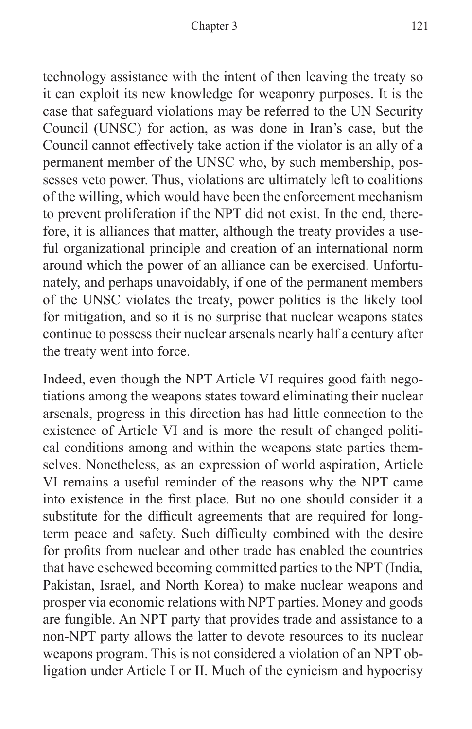technology assistance with the intent of then leaving the treaty so it can exploit its new knowledge for weaponry purposes. It is the case that safeguard violations may be referred to the UN Security Council (UNSC) for action, as was done in Iran's case, but the Council cannot effectively take action if the violator is an ally of a permanent member of the UNSC who, by such membership, possesses veto power. Thus, violations are ultimately left to coalitions of the willing, which would have been the enforcement mechanism to prevent proliferation if the NPT did not exist. In the end, therefore, it is alliances that matter, although the treaty provides a useful organizational principle and creation of an international norm around which the power of an alliance can be exercised. Unfortunately, and perhaps unavoidably, if one of the permanent members of the UNSC violates the treaty, power politics is the likely tool for mitigation, and so it is no surprise that nuclear weapons states continue to possess their nuclear arsenals nearly half a century after the treaty went into force.

Indeed, even though the NPT Article VI requires good faith negotiations among the weapons states toward eliminating their nuclear arsenals, progress in this direction has had little connection to the existence of Article VI and is more the result of changed political conditions among and within the weapons state parties themselves. Nonetheless, as an expression of world aspiration, Article VI remains a useful reminder of the reasons why the NPT came into existence in the first place. But no one should consider it a substitute for the difficult agreements that are required for long-term peace and safety. Such difficulty combined with the desire for profits from nuclear and other trade has enabled the countries that have eschewed becoming committed parties to the NPT (India, Pakistan, Israel, and North Korea) to make nuclear weapons and prosper via economic relations with NPT parties. Money and goods are fungible. An NPT party that provides trade and assistance to a non-NPT party allows the latter to devote resources to its nuclear weapons program. This is not considered a violation of an NPT obligation under Article I or II. Much of the cynicism and hypocrisy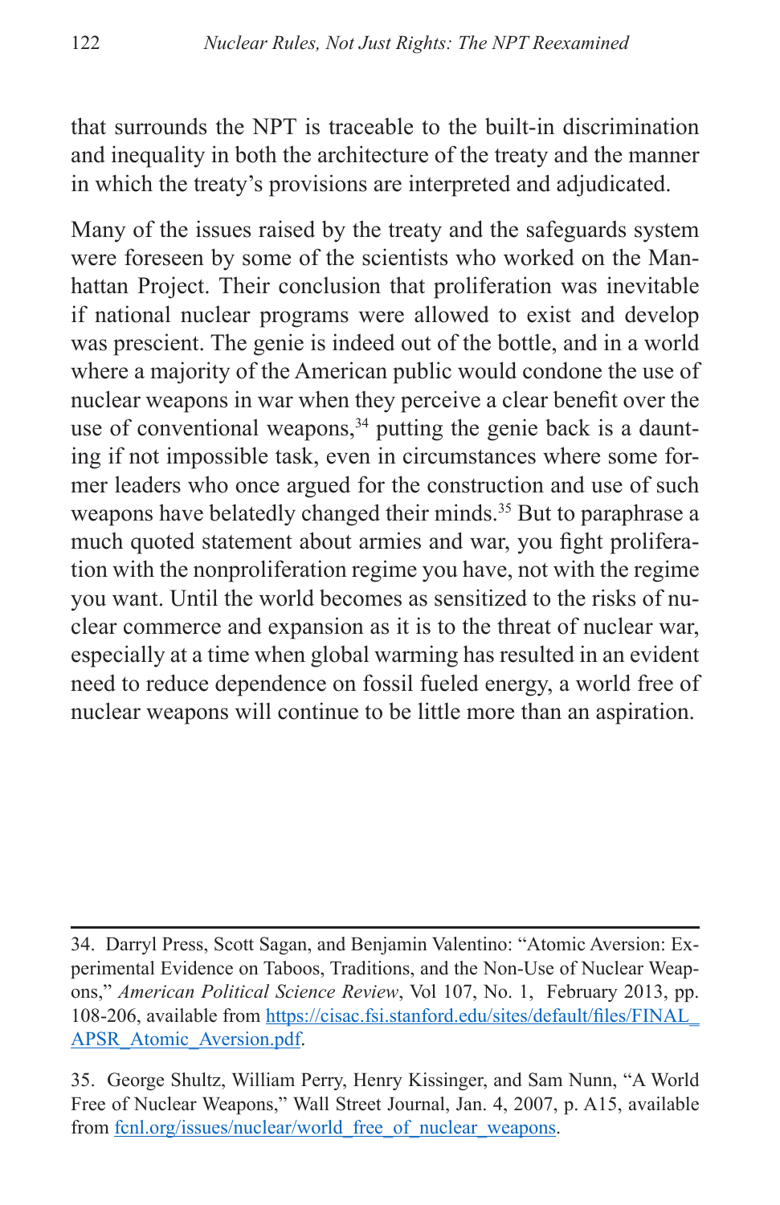that surrounds the NPT is traceable to the built-in discrimination and inequality in both the architecture of the treaty and the manner in which the treaty's provisions are interpreted and adjudicated.

Many of the issues raised by the treaty and the safeguards system were foreseen by some of the scientists who worked on the Manhattan Project. Their conclusion that proliferation was inevitable if national nuclear programs were allowed to exist and develop was prescient. The genie is indeed out of the bottle, and in a world where a majority of the American public would condone the use of nuclear weapons in war when they perceive a clear benefit over the use of conventional weapons,[34] putting the genie back is a daunting if not impossible task, even in circumstances where some former leaders who once argued for the construction and use of such weapons have belatedly changed their minds.[35] But to paraphrase a much quoted statement about armies and war, you fight proliferation with the nonproliferation regime you have, not with the regime you want. Until the world becomes as sensitized to the risks of nuclear commerce and expansion as it is to the threat of nuclear war, especially at a time when global warming has resulted in an evident need to reduce dependence on fossil fueled energy, a world free of nuclear weapons will continue to be little more than an aspiration.

---

34. Darryl Press, Scott Sagan, and Benjamin Valentino: "Atomic Aversion: Experimental Evidence on Taboos, Traditions, and the Non-Use of Nuclear Weapons," *American Political Science Review*, Vol 107, No. 1, February 2013, pp. 108-206, available from [https://cisac.fsi.stanford.edu/sites/default/files/FINAL_APSR_Atomic_Aversion.pdf](https://cisac.fsi.stanford.edu/sites/default/files/FINAL_APSR_Atomic_Aversion.pdf).

35. George Shultz, William Perry, Henry Kissinger, and Sam Nunn, "A World Free of Nuclear Weapons," Wall Street Journal, Jan. 4, 2007, p. A15, available from [fcnl.org/issues/nuclear/world_free_of_nuclear_weapons](fcnl.org/issues/nuclear/world_free_of_nuclear_weapons).